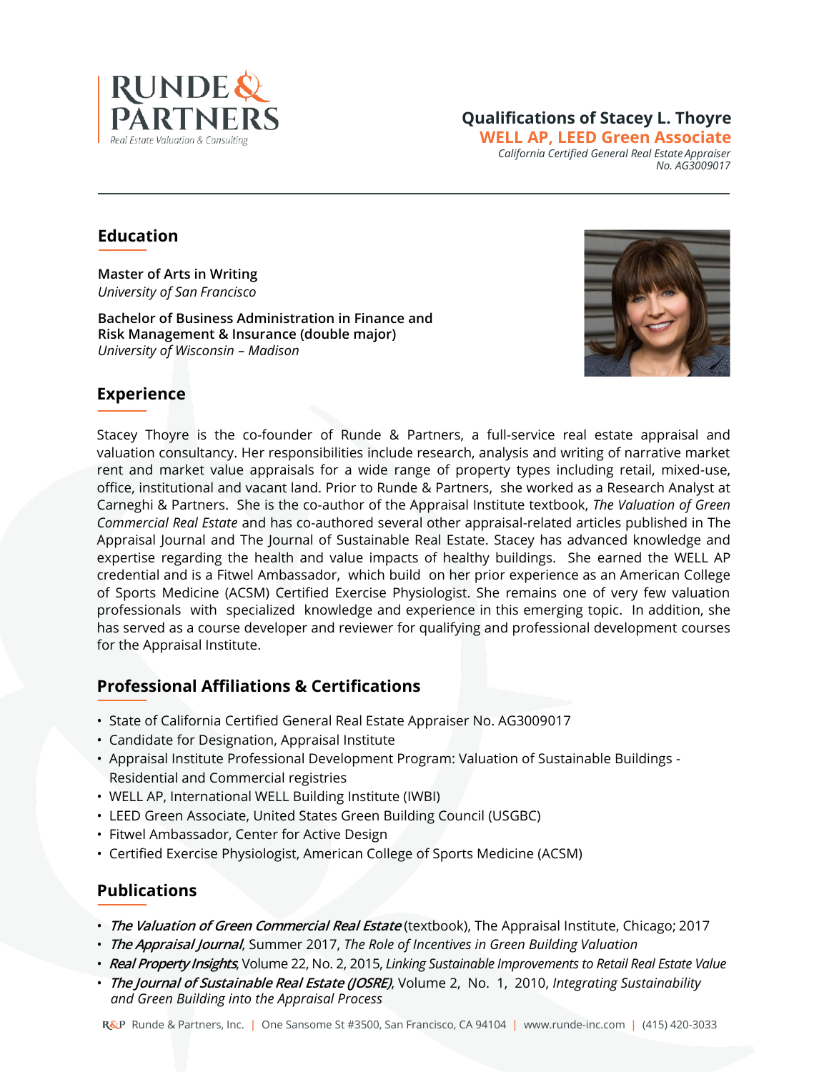# Qualifications of Stacey L. Thoyre

**WELL AP, LEED Green Associate**

*California Certified General Real Estate Appraiser*
*No. AG3009017*

## Education

**Master of Arts in Writing**
*University of San Francisco*

**Bachelor of Business Administration in Finance and Risk Management & Insurance (double major)**
*University of Wisconsin – Madison*

## Experience

Stacey Thoyre is the co-founder of Runde & Partners, a full-service real estate appraisal and valuation consultancy. Her responsibilities include research, analysis and writing of narrative market rent and market value appraisals for a wide range of property types including retail, mixed-use, office, institutional and vacant land. Prior to Runde & Partners, she worked as a Research Analyst at Carneghi & Partners. She is the co-author of the Appraisal Institute textbook, *The Valuation of Green Commercial Real Estate* and has co-authored several other appraisal-related articles published in The Appraisal Journal and The Journal of Sustainable Real Estate. Stacey has advanced knowledge and expertise regarding the health and value impacts of healthy buildings. She earned the WELL AP credential and is a Fitwel Ambassador, which build on her prior experience as an American College of Sports Medicine (ACSM) Certified Exercise Physiologist. She remains one of very few valuation professionals with specialized knowledge and experience in this emerging topic. In addition, she has served as a course developer and reviewer for qualifying and professional development courses for the Appraisal Institute.

## Professional Affiliations & Certifications

- State of California Certified General Real Estate Appraiser No. AG3009017
- Candidate for Designation, Appraisal Institute
- Appraisal Institute Professional Development Program: Valuation of Sustainable Buildings - Residential and Commercial registries
- WELL AP, International WELL Building Institute (IWBI)
- LEED Green Associate, United States Green Building Council (USGBC)
- Fitwel Ambassador, Center for Active Design
- Certified Exercise Physiologist, American College of Sports Medicine (ACSM)

## Publications

- ***The Valuation of Green Commercial Real Estate*** (textbook), The Appraisal Institute, Chicago; 2017
- ***The Appraisal Journal***, Summer 2017, *The Role of Incentives in Green Building Valuation*
- ***Real Property Insights***, Volume 22, No. 2, 2015, *Linking Sustainable Improvements to Retail Real Estate Value*
- ***The Journal of Sustainable Real Estate (JOSRE)***, Volume 2, No. 1, 2010, *Integrating Sustainability and Green Building into the Appraisal Process*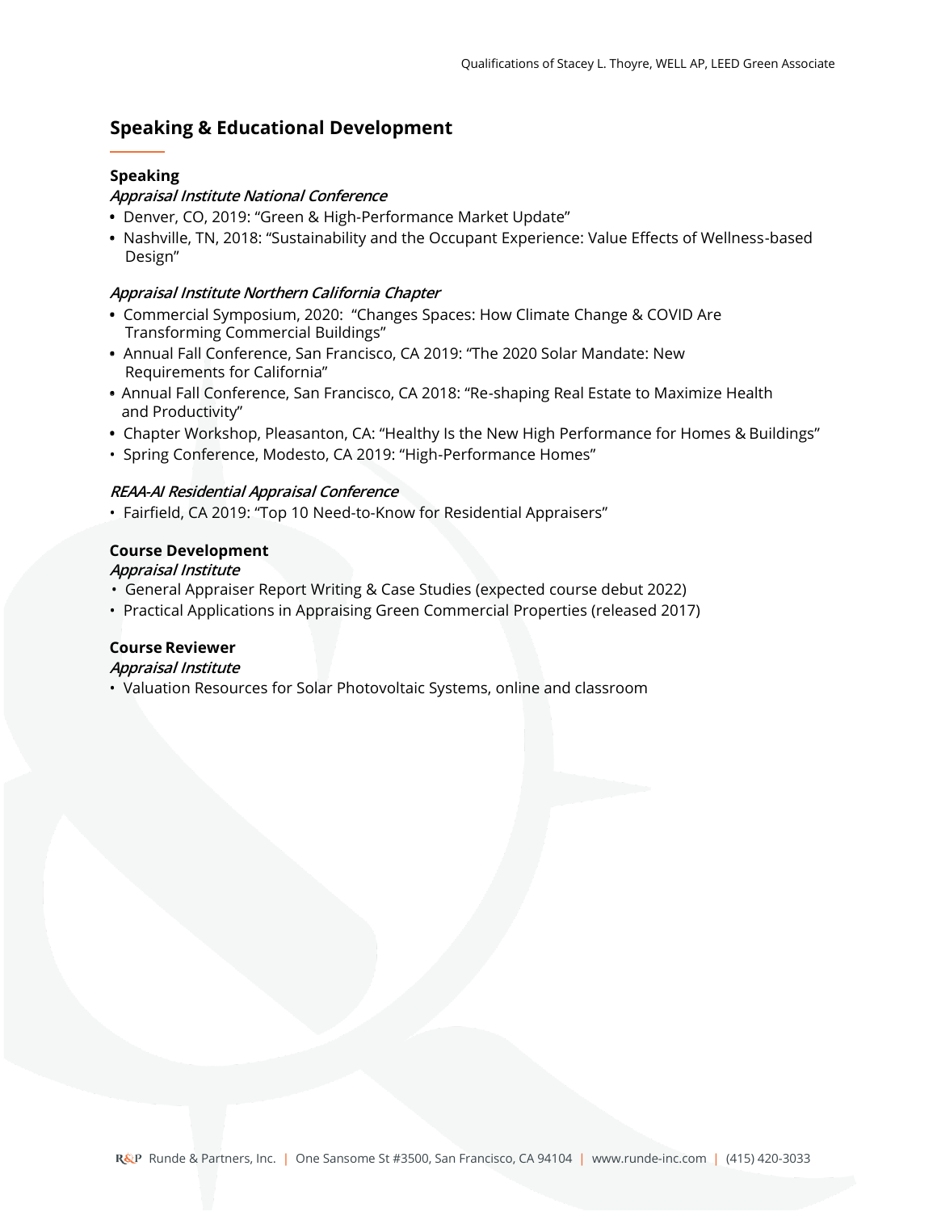## Speaking & Educational Development

### Speaking

*Appraisal Institute National Conference*

- Denver, CO, 2019: “Green & High-Performance Market Update”
- Nashville, TN, 2018: “Sustainability and the Occupant Experience: Value Effects of Wellness-based Design”

*Appraisal Institute Northern California Chapter*

- Commercial Symposium, 2020: “Changes Spaces: How Climate Change & COVID Are Transforming Commercial Buildings”
- Annual Fall Conference, San Francisco, CA 2019: “The 2020 Solar Mandate: New Requirements for California”
- Annual Fall Conference, San Francisco, CA 2018: “Re-shaping Real Estate to Maximize Health and Productivity”
- Chapter Workshop, Pleasanton, CA: “Healthy Is the New High Performance for Homes & Buildings”
- Spring Conference, Modesto, CA 2019: “High-Performance Homes”

*REAA-AI Residential Appraisal Conference*

- Fairfield, CA 2019: “Top 10 Need-to-Know for Residential Appraisers”

### Course Development

*Appraisal Institute*

- General Appraiser Report Writing & Case Studies (expected course debut 2022)
- Practical Applications in Appraising Green Commercial Properties (released 2017)

### Course Reviewer

*Appraisal Institute*

- Valuation Resources for Solar Photovoltaic Systems, online and classroom